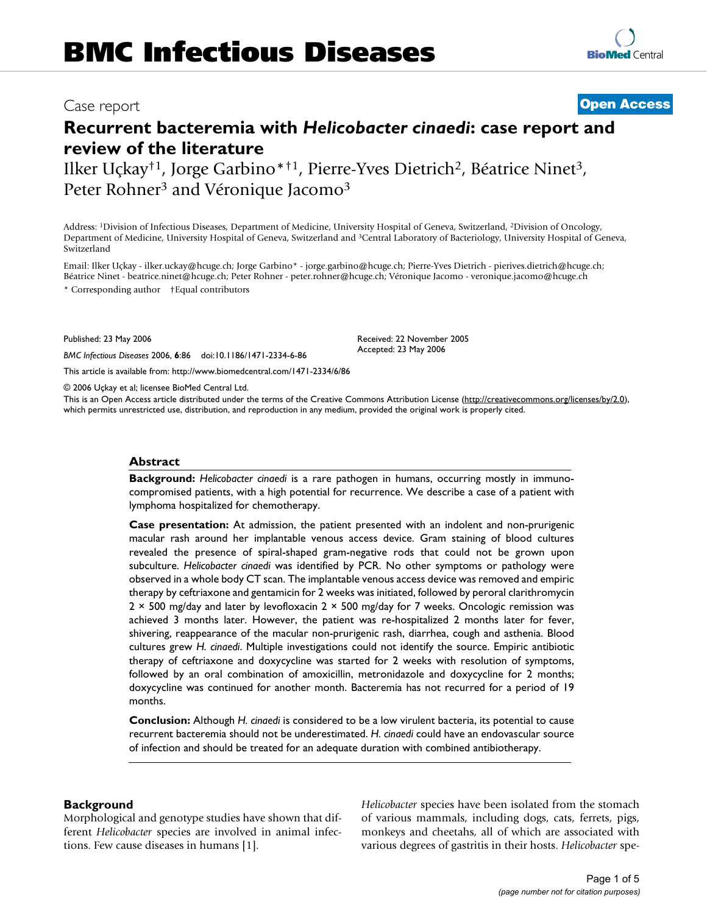# Recurrent bacteremia with *Helicobacter cinaedi*: case report and review of the literature

Ilker Uçkay†1, Jorge Garbino*†1, Pierre-Yves Dietrich2, Béatrice Ninet3, Peter Rohner3 and Véronique Jacomo3

Address: 1Division of Infectious Diseases, Department of Medicine, University Hospital of Geneva, Switzerland, 2Division of Oncology, Department of Medicine, University Hospital of Geneva, Switzerland and 3Central Laboratory of Bacteriology, University Hospital of Geneva, Switzerland

Email: Ilker Uçkay - ilker.uckay@hcuge.ch; Jorge Garbino* - jorge.garbino@hcuge.ch; Pierre-Yves Dietrich - pierives.dietrich@hcuge.ch; Béatrice Ninet - beatrice.ninet@hcuge.ch; Peter Rohner - peter.rohner@hcuge.ch; Véronique Jacomo - veronique.jacomo@hcuge.ch

\* Corresponding author †Equal contributors

Published: 23 May 2006

Received: 22 November 2005

Accepted: 23 May 2006

*BMC Infectious Diseases* 2006, **6**:86 doi:10.1186/1471-2334-6-86

This article is available from: http://www.biomedcentral.com/1471-2334/6/86

© 2006 Uçkay et al; licensee BioMed Central Ltd.

This is an Open Access article distributed under the terms of the Creative Commons Attribution License (http://creativecommons.org/licenses/by/2.0), which permits unrestricted use, distribution, and reproduction in any medium, provided the original work is properly cited.

## Abstract

**Background:** *Helicobacter cinaedi* is a rare pathogen in humans, occurring mostly in immunocompromised patients, with a high potential for recurrence. We describe a case of a patient with lymphoma hospitalized for chemotherapy.

**Case presentation:** At admission, the patient presented with an indolent and non-prurigenic macular rash around her implantable venous access device. Gram staining of blood cultures revealed the presence of spiral-shaped gram-negative rods that could not be grown upon subculture. *Helicobacter cinaedi* was identified by PCR. No other symptoms or pathology were observed in a whole body CT scan. The implantable venous access device was removed and empiric therapy by ceftriaxone and gentamicin for 2 weeks was initiated, followed by peroral clarithromycin 2 × 500 mg/day and later by levofloxacin 2 × 500 mg/day for 7 weeks. Oncologic remission was achieved 3 months later. However, the patient was re-hospitalized 2 months later for fever, shivering, reappearance of the macular non-prurigenic rash, diarrhea, cough and asthenia. Blood cultures grew *H. cinaedi*. Multiple investigations could not identify the source. Empiric antibiotic therapy of ceftriaxone and doxycycline was started for 2 weeks with resolution of symptoms, followed by an oral combination of amoxicillin, metronidazole and doxycycline for 2 months; doxycycline was continued for another month. Bacteremia has not recurred for a period of 19 months.

**Conclusion:** Although *H. cinaedi* is considered to be a low virulent bacteria, its potential to cause recurrent bacteremia should not be underestimated. *H. cinaedi* could have an endovascular source of infection and should be treated for an adequate duration with combined antibiotherapy.

## Background

Morphological and genotype studies have shown that different *Helicobacter* species are involved in animal infections. Few cause diseases in humans [1].

*Helicobacter* species have been isolated from the stomach of various mammals, including dogs, cats, ferrets, pigs, monkeys and cheetahs, all of which are associated with various degrees of gastritis in their hosts. *Helicobacter* spe-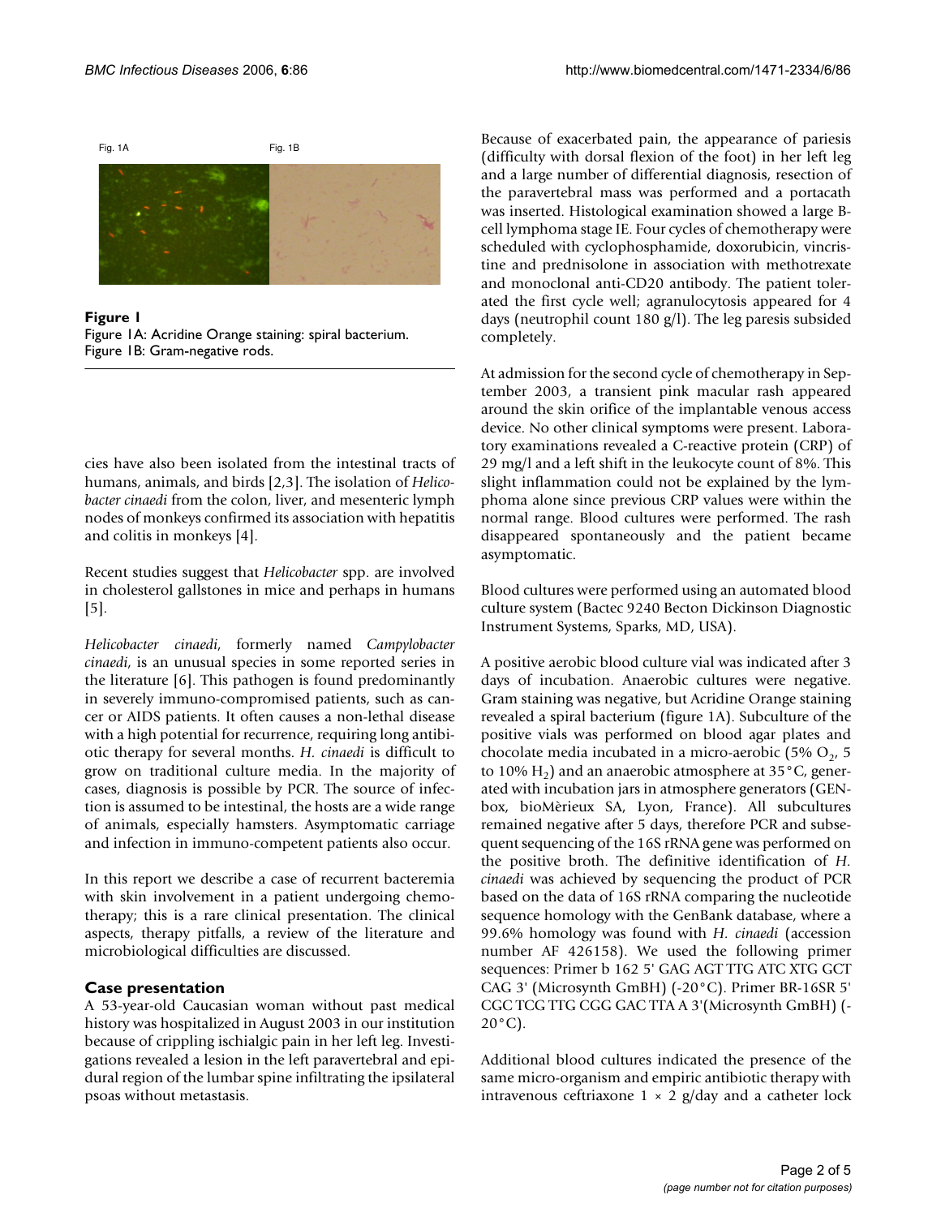Fig. 1A Fig. 1B

**Figure 1**
Figure 1A: Acridine Orange staining: spiral bacterium.
Figure 1B: Gram-negative rods.

cies have also been isolated from the intestinal tracts of humans, animals, and birds [2,3]. The isolation of *Helicobacter cinaedi* from the colon, liver, and mesenteric lymph nodes of monkeys confirmed its association with hepatitis and colitis in monkeys [4].

Recent studies suggest that *Helicobacter* spp. are involved in cholesterol gallstones in mice and perhaps in humans [5].

*Helicobacter cinaedi*, formerly named *Campylobacter cinaedi*, is an unusual species in some reported series in the literature [6]. This pathogen is found predominantly in severely immuno-compromised patients, such as cancer or AIDS patients. It often causes a non-lethal disease with a high potential for recurrence, requiring long antibiotic therapy for several months. *H. cinaedi* is difficult to grow on traditional culture media. In the majority of cases, diagnosis is possible by PCR. The source of infection is assumed to be intestinal, the hosts are a wide range of animals, especially hamsters. Asymptomatic carriage and infection in immuno-competent patients also occur.

In this report we describe a case of recurrent bacteremia with skin involvement in a patient undergoing chemotherapy; this is a rare clinical presentation. The clinical aspects, therapy pitfalls, a review of the literature and microbiological difficulties are discussed.

## Case presentation

A 53-year-old Caucasian woman without past medical history was hospitalized in August 2003 in our institution because of crippling ischialgic pain in her left leg. Investigations revealed a lesion in the left paravertebral and epidural region of the lumbar spine infiltrating the ipsilateral psoas without metastasis.

Because of exacerbated pain, the appearance of pariesis (difficulty with dorsal flexion of the foot) in her left leg and a large number of differential diagnosis, resection of the paravertebral mass was performed and a portacath was inserted. Histological examination showed a large B-cell lymphoma stage IE. Four cycles of chemotherapy were scheduled with cyclophosphamide, doxorubicin, vincristine and prednisolone in association with methotrexate and monoclonal anti-CD20 antibody. The patient tolerated the first cycle well; agranulocytosis appeared for 4 days (neutrophil count 180 g/l). The leg paresis subsided completely.

At admission for the second cycle of chemotherapy in September 2003, a transient pink macular rash appeared around the skin orifice of the implantable venous access device. No other clinical symptoms were present. Laboratory examinations revealed a C-reactive protein (CRP) of 29 mg/l and a left shift in the leukocyte count of 8%. This slight inflammation could not be explained by the lymphoma alone since previous CRP values were within the normal range. Blood cultures were performed. The rash disappeared spontaneously and the patient became asymptomatic.

Blood cultures were performed using an automated blood culture system (Bactec 9240 Becton Dickinson Diagnostic Instrument Systems, Sparks, MD, USA).

A positive aerobic blood culture vial was indicated after 3 days of incubation. Anaerobic cultures were negative. Gram staining was negative, but Acridine Orange staining revealed a spiral bacterium (figure 1A). Subculture of the positive vials was performed on blood agar plates and chocolate media incubated in a micro-aerobic (5% $O_2$, 5 to 10% $H_2$) and an anaerobic atmosphere at 35°C, generated with incubation jars in atmosphere generators (GENbox, bioMèrieux SA, Lyon, France). All subcultures remained negative after 5 days, therefore PCR and subsequent sequencing of the 16S rRNA gene was performed on the positive broth. The definitive identification of *H. cinaedi* was achieved by sequencing the product of PCR based on the data of 16S rRNA comparing the nucleotide sequence homology with the GenBank database, where a 99.6% homology was found with *H. cinaedi* (accession number AF 426158). We used the following primer sequences: Primer b 162 5' GAG AGT TTG ATC XTG GCT CAG 3' (Microsynth GmBH) (-20°C). Primer BR-16SR 5' CGC TCG TTG CGG GAC TTA A 3'(Microsynth GmBH) (-20°C).

Additional blood cultures indicated the presence of the same micro-organism and empiric antibiotic therapy with intravenous ceftriaxone 1 × 2 g/day and a catheter lock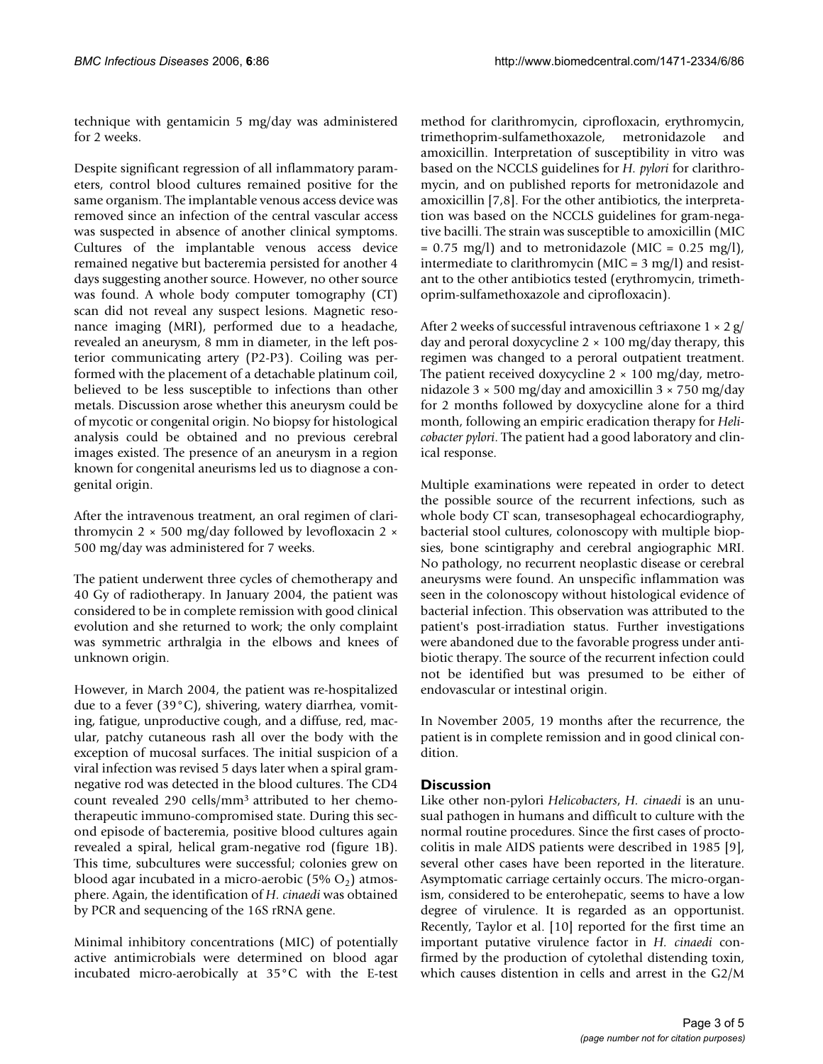technique with gentamicin 5 mg/day was administered for 2 weeks.

Despite significant regression of all inflammatory parameters, control blood cultures remained positive for the same organism. The implantable venous access device was removed since an infection of the central vascular access was suspected in absence of another clinical symptoms. Cultures of the implantable venous access device remained negative but bacteremia persisted for another 4 days suggesting another source. However, no other source was found. A whole body computer tomography (CT) scan did not reveal any suspect lesions. Magnetic resonance imaging (MRI), performed due to a headache, revealed an aneurysm, 8 mm in diameter, in the left posterior communicating artery (P2-P3). Coiling was performed with the placement of a detachable platinum coil, believed to be less susceptible to infections than other metals. Discussion arose whether this aneurysm could be of mycotic or congenital origin. No biopsy for histological analysis could be obtained and no previous cerebral images existed. The presence of an aneurysm in a region known for congenital aneurisms led us to diagnose a congenital origin.

After the intravenous treatment, an oral regimen of clarithromycin 2 × 500 mg/day followed by levofloxacin 2 × 500 mg/day was administered for 7 weeks.

The patient underwent three cycles of chemotherapy and 40 Gy of radiotherapy. In January 2004, the patient was considered to be in complete remission with good clinical evolution and she returned to work; the only complaint was symmetric arthralgia in the elbows and knees of unknown origin.

However, in March 2004, the patient was re-hospitalized due to a fever (39°C), shivering, watery diarrhea, vomiting, fatigue, unproductive cough, and a diffuse, red, macular, patchy cutaneous rash all over the body with the exception of mucosal surfaces. The initial suspicion of a viral infection was revised 5 days later when a spiral gram-negative rod was detected in the blood cultures. The CD4 count revealed 290 cells/mm$^3$ attributed to her chemotherapeutic immuno-compromised state. During this second episode of bacteremia, positive blood cultures again revealed a spiral, helical gram-negative rod (figure 1B). This time, subcultures were successful; colonies grew on blood agar incubated in a micro-aerobic (5% $O_2$) atmosphere. Again, the identification of *H. cinaedi* was obtained by PCR and sequencing of the 16S rRNA gene.

Minimal inhibitory concentrations (MIC) of potentially active antimicrobials were determined on blood agar incubated micro-aerobically at 35°C with the E-test method for clarithromycin, ciprofloxacin, erythromycin, trimethoprim-sulfamethoxazole, metronidazole and amoxicillin. Interpretation of susceptibility in vitro was based on the NCCLS guidelines for *H. pylori* for clarithromycin, and on published reports for metronidazole and amoxicillin [7,8]. For the other antibiotics, the interpretation was based on the NCCLS guidelines for gram-negative bacilli. The strain was susceptible to amoxicillin (MIC = 0.75 mg/l) and to metronidazole (MIC = 0.25 mg/l), intermediate to clarithromycin (MIC = 3 mg/l) and resistant to the other antibiotics tested (erythromycin, trimethoprim-sulfamethoxazole and ciprofloxacin).

After 2 weeks of successful intravenous ceftriaxone 1 × 2 g/day and peroral doxycycline 2 × 100 mg/day therapy, this regimen was changed to a peroral outpatient treatment. The patient received doxycycline 2 × 100 mg/day, metronidazole 3 × 500 mg/day and amoxicillin 3 × 750 mg/day for 2 months followed by doxycycline alone for a third month, following an empiric eradication therapy for *Helicobacter pylori*. The patient had a good laboratory and clinical response.

Multiple examinations were repeated in order to detect the possible source of the recurrent infections, such as whole body CT scan, transesophageal echocardiography, bacterial stool cultures, colonoscopy with multiple biopsies, bone scintigraphy and cerebral angiographic MRI. No pathology, no recurrent neoplastic disease or cerebral aneurysms were found. An unspecific inflammation was seen in the colonoscopy without histological evidence of bacterial infection. This observation was attributed to the patient's post-irradiation status. Further investigations were abandoned due to the favorable progress under antibiotic therapy. The source of the recurrent infection could not be identified but was presumed to be either of endovascular or intestinal origin.

In November 2005, 19 months after the recurrence, the patient is in complete remission and in good clinical condition.

## Discussion

Like other non-pylori *Helicobacters*, *H. cinaedi* is an unusual pathogen in humans and difficult to culture with the normal routine procedures. Since the first cases of proctocolitis in male AIDS patients were described in 1985 [9], several other cases have been reported in the literature. Asymptomatic carriage certainly occurs. The micro-organism, considered to be enterohepatic, seems to have a low degree of virulence. It is regarded as an opportunist. Recently, Taylor et al. [10] reported for the first time an important putative virulence factor in *H. cinaedi* confirmed by the production of cytolethal distending toxin, which causes distention in cells and arrest in the G2/M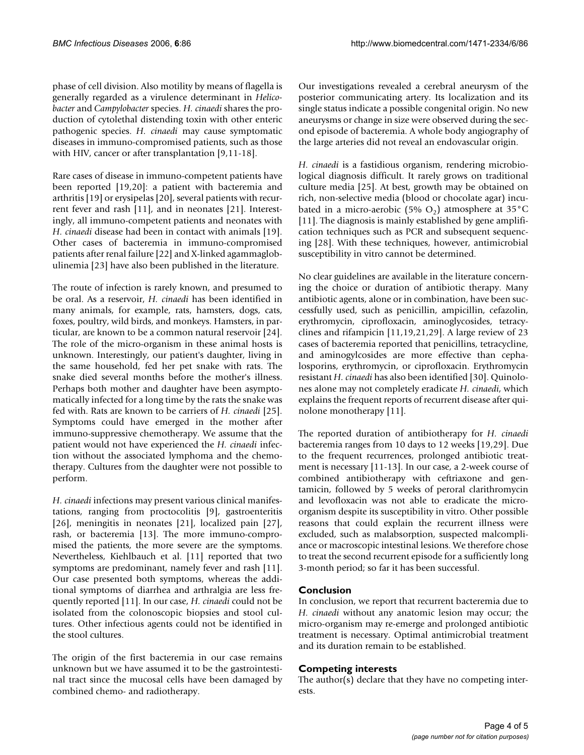phase of cell division. Also motility by means of flagella is generally regarded as a virulence determinant in *Helicobacter* and *Campylobacter* species. *H. cinaedi* shares the production of cytolethal distending toxin with other enteric pathogenic species. *H. cinaedi* may cause symptomatic diseases in immuno-compromised patients, such as those with HIV, cancer or after transplantation [9,11-18].

Rare cases of disease in immuno-competent patients have been reported [19,20]: a patient with bacteremia and arthritis [19] or erysipelas [20], several patients with recurrent fever and rash [11], and in neonates [21]. Interestingly, all immuno-competent patients and neonates with *H. cinaedi* disease had been in contact with animals [19]. Other cases of bacteremia in immuno-compromised patients after renal failure [22] and X-linked agammaglobulinemia [23] have also been published in the literature.

The route of infection is rarely known, and presumed to be oral. As a reservoir, *H. cinaedi* has been identified in many animals, for example, rats, hamsters, dogs, cats, foxes, poultry, wild birds, and monkeys. Hamsters, in particular, are known to be a common natural reservoir [24]. The role of the micro-organism in these animal hosts is unknown. Interestingly, our patient's daughter, living in the same household, fed her pet snake with rats. The snake died several months before the mother's illness. Perhaps both mother and daughter have been asymptomatically infected for a long time by the rats the snake was fed with. Rats are known to be carriers of *H. cinaedi* [25]. Symptoms could have emerged in the mother after immuno-suppressive chemotherapy. We assume that the patient would not have experienced the *H. cinaedi* infection without the associated lymphoma and the chemotherapy. Cultures from the daughter were not possible to perform.

*H. cinaedi* infections may present various clinical manifestations, ranging from proctocolitis [9], gastroenteritis [26], meningitis in neonates [21], localized pain [27], rash, or bacteremia [13]. The more immuno-compromised the patients, the more severe are the symptoms. Nevertheless, Kiehlbauch et al. [11] reported that two symptoms are predominant, namely fever and rash [11]. Our case presented both symptoms, whereas the additional symptoms of diarrhea and arthralgia are less frequently reported [11]. In our case, *H. cinaedi* could not be isolated from the colonoscopic biopsies and stool cultures. Other infectious agents could not be identified in the stool cultures.

The origin of the first bacteremia in our case remains unknown but we have assumed it to be the gastrointestinal tract since the mucosal cells have been damaged by combined chemo- and radiotherapy.

Our investigations revealed a cerebral aneurysm of the posterior communicating artery. Its localization and its single status indicate a possible congenital origin. No new aneurysms or change in size were observed during the second episode of bacteremia. A whole body angiography of the large arteries did not reveal an endovascular origin.

*H. cinaedi* is a fastidious organism, rendering microbiological diagnosis difficult. It rarely grows on traditional culture media [25]. At best, growth may be obtained on rich, non-selective media (blood or chocolate agar) incubated in a micro-aerobic (5% $O_2$) atmosphere at 35°C [11]. The diagnosis is mainly established by gene amplification techniques such as PCR and subsequent sequencing [28]. With these techniques, however, antimicrobial susceptibility in vitro cannot be determined.

No clear guidelines are available in the literature concerning the choice or duration of antibiotic therapy. Many antibiotic agents, alone or in combination, have been successfully used, such as penicillin, ampicillin, cefazolin, erythromycin, ciprofloxacin, aminoglycosides, tetracyclines and rifampicin [11,19,21,29]. A large review of 23 cases of bacteremia reported that penicillins, tetracycline, and aminogylcosides are more effective than cephalosporins, erythromycin, or ciprofloxacin. Erythromycin resistant *H. cinaedi* has also been identified [30]. Quinolones alone may not completely eradicate *H. cinaedi*, which explains the frequent reports of recurrent disease after quinolone monotherapy [11].

The reported duration of antibiotherapy for *H. cinaedi* bacteremia ranges from 10 days to 12 weeks [19,29]. Due to the frequent recurrences, prolonged antibiotic treatment is necessary [11-13]. In our case, a 2-week course of combined antibiotherapy with ceftriaxone and gentamicin, followed by 5 weeks of peroral clarithromycin and levofloxacin was not able to eradicate the micro-organism despite its susceptibility in vitro. Other possible reasons that could explain the recurrent illness were excluded, such as malabsorption, suspected malcompliance or macroscopic intestinal lesions. We therefore chose to treat the second recurrent episode for a sufficiently long 3-month period; so far it has been successful.

## Conclusion

In conclusion, we report that recurrent bacteremia due to *H. cinaedi* without any anatomic lesion may occur; the micro-organism may re-emerge and prolonged antibiotic treatment is necessary. Optimal antimicrobial treatment and its duration remain to be established.

## Competing interests

The author(s) declare that they have no competing interests.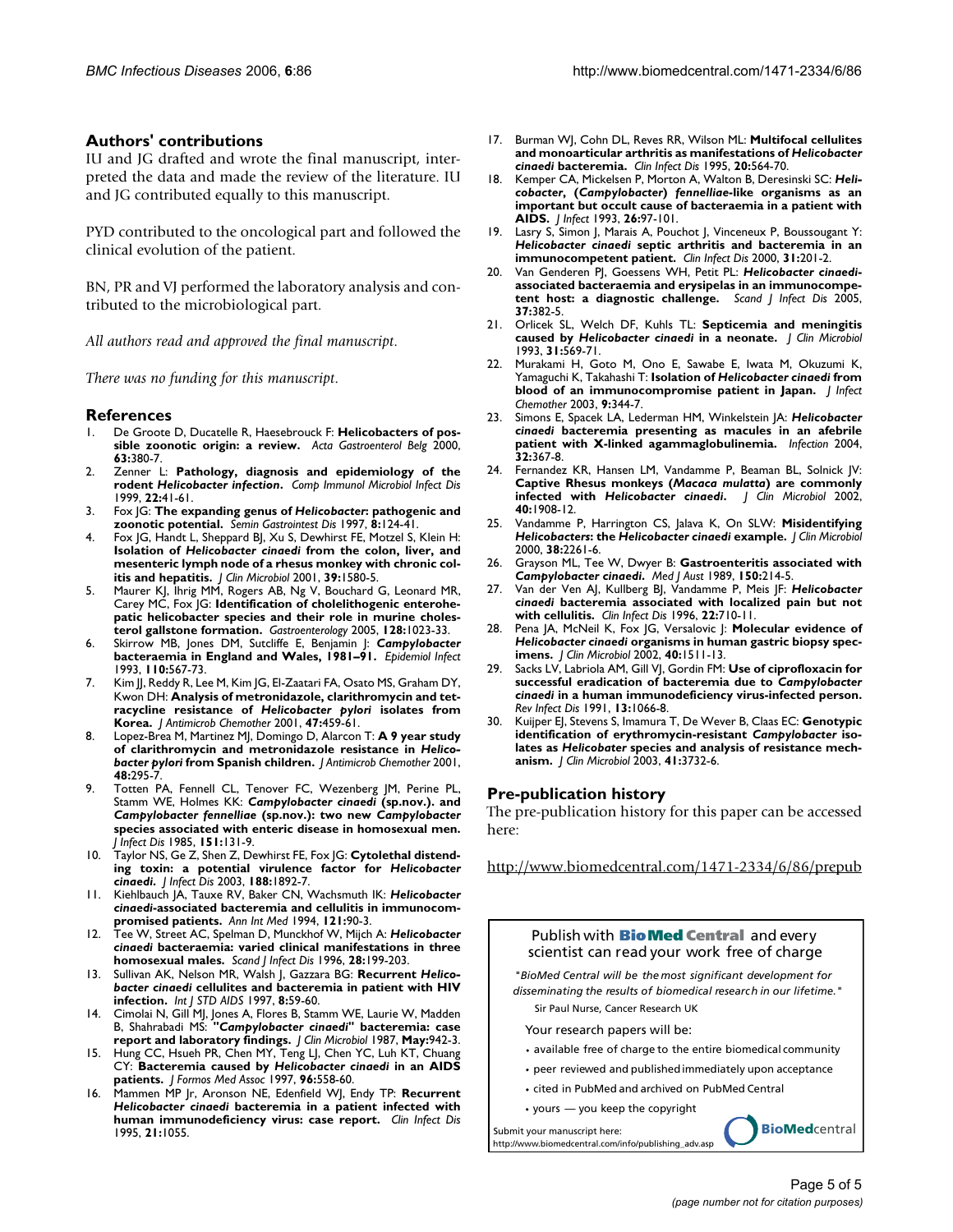## Authors' contributions

IU and JG drafted and wrote the final manuscript, interpreted the data and made the review of the literature. IU and JG contributed equally to this manuscript.

PYD contributed to the oncological part and followed the clinical evolution of the patient.

BN, PR and VJ performed the laboratory analysis and contributed to the microbiological part.

*All authors read and approved the final manuscript.*

*There was no funding for this manuscript.*

## References

1. De Groote D, Ducatelle R, Haesebrouck F: **Helicobacters of possible zoonotic origin: a review.** *Acta Gastroenterol Belg* 2000, **63:**380-7.
2. Zenner L: **Pathology, diagnosis and epidemiology of the rodent *Helicobacter* infection.** *Comp Immunol Microbiol Infect Dis* 1999, **22:**41-61.
3. Fox JG: **The expanding genus of *Helicobacter*: pathogenic and zoonotic potential.** *Semin Gastrointest Dis* 1997, **8:**124-41.
4. Fox JG, Handt L, Sheppard BJ, Xu S, Dewhirst FE, Motzel S, Klein H: **Isolation of *Helicobacter cinaedi* from the colon, liver, and mesenteric lymph node of a rhesus monkey with chronic colitis and hepatitis.** *J Clin Microbiol* 2001, **39:**1580-5.
5. Maurer KJ, Ihrig MM, Rogers AB, Ng V, Bouchard G, Leonard MR, Carey MC, Fox JG: **Identification of cholelithogenic enterohepatic helicobacter species and their role in murine cholesterol gallstone formation.** *Gastroenterology* 2005, **128:**1023-33.
6. Skirrow MB, Jones DM, Sutcliffe E, Benjamin J: ***Campylobacter* bacteraemia in England and Wales, 1981–91.** *Epidemiol Infect* 1993, **110:**567-73.
7. Kim JJ, Reddy R, Lee M, Kim JG, El-Zaatari FA, Osato MS, Graham DY, Kwon DH: **Analysis of metronidazole, clarithromycin and tetracycline resistance of *Helicobacter pylori* isolates from Korea.** *J Antimicrob Chemother* 2001, **47:**459-61.
8. Lopez-Brea M, Martinez MJ, Domingo D, Alarcon T: **A 9 year study of clarithromycin and metronidazole resistance in *Helicobacter pylori* from Spanish children.** *J Antimicrob Chemother* 2001, **48:**295-7.
9. Totten PA, Fennell CL, Tenover FC, Wezenberg JM, Perine PL, Stamm WE, Holmes KK: ***Campylobacter cinaedi* (sp.nov.). and *Campylobacter fennelliae* (sp.nov.): two new *Campylobacter* species associated with enteric disease in homosexual men.** *J Infect Dis* 1985, **151:**131-9.
10. Taylor NS, Ge Z, Shen Z, Dewhirst FE, Fox JG: **Cytolethal distending toxin: a potential virulence factor for *Helicobacter cinaedi*.** *J Infect Dis* 2003, **188:**1892-7.
11. Kiehlbauch JA, Tauxe RV, Baker CN, Wachsmuth IK: ***Helicobacter cinaedi*-associated bacteremia and cellulitis in immunocompromised patients.** *Ann Int Med* 1994, **121:**90-3.
12. Tee W, Street AC, Spelman D, Munckhof W, Mijch A: ***Helicobacter cinaedi* bacteraemia: varied clinical manifestations in three homosexual males.** *Scand J Infect Dis* 1996, **28:**199-203.
13. Sullivan AK, Nelson MR, Walsh J, Gazzara BG: **Recurrent *Helicobacter cinaedi* cellulites and bacteremia in patient with HIV infection.** *Int J STD AIDS* 1997, **8:**59-60.
14. Cimolai N, Gill MJ, Jones A, Flores B, Stamm WE, Laurie W, Madden B, Shahrabadi MS: **"*Campylobacter cinaedi*" bacteremia: case report and laboratory findings.** *J Clin Microbiol* 1987, **May:**942-3.
15. Hung CC, Hsueh PR, Chen MY, Teng LJ, Chen YC, Luh KT, Chuang CY: **Bacteremia caused by *Helicobacter cinaedi* in an AIDS patients.** *J Formos Med Assoc* 1997, **96:**558-60.
16. Mammen MP Jr, Aronson NE, Edenfield WJ, Endy TP: **Recurrent *Helicobacter cinaedi* bacteremia in a patient infected with human immunodeficiency virus: case report.** *Clin Infect Dis* 1995, **21:**1055.
17. Burman WJ, Cohn DL, Reves RR, Wilson ML: **Multifocal cellulites and monoarticular arthritis as manifestations of *Helicobacter cinaedi* bacteremia.** *Clin Infect Dis* 1995, **20:**564-70.
18. Kemper CA, Mickelsen P, Morton A, Walton B, Deresinski SC: ***Helicobacter*, (*Campylobacter*) *fennelliae*-like organisms as an important but occult cause of bacteraemia in a patient with AIDS.** *J Infect* 1993, **26:**97-101.
19. Lasry S, Simon J, Marais A, Pouchot J, Vinceneux P, Boussougant Y: ***Helicobacter cinaedi* septic arthritis and bacteremia in an immunocompetent patient.** *Clin Infect Dis* 2000, **31:**201-2.
20. Van Genderen PJ, Goessens WH, Petit PL: ***Helicobacter cinaedi*-associated bacteraemia and erysipelas in an immunocompetent host: a diagnostic challenge.** *Scand J Infect Dis* 2005, **37:**382-5.
21. Orlicek SL, Welch DF, Kuhls TL: **Septicemia and meningitis caused by *Helicobacter cinaedi* in a neonate.** *J Clin Microbiol* 1993, **31:**569-71.
22. Murakami H, Goto M, Ono E, Sawabe E, Iwata M, Okuzumi K, Yamaguchi K, Takahashi T: **Isolation of *Helicobacter cinaedi* from blood of an immunocompromise patient in Japan.** *J Infect Chemother* 2003, **9:**344-7.
23. Simons E, Spacek LA, Lederman HM, Winkelstein JA: ***Helicobacter cinaedi* bacteremia presenting as macules in an afebrile patient with X-linked agammaglobulinemia.** *Infection* 2004, **32:**367-8.
24. Fernandez KR, Hansen LM, Vandamme P, Beaman BL, Solnick JV: **Captive Rhesus monkeys (*Macaca mulatta*) are commonly infected with *Helicobacter cinaedi*.** *J Clin Microbiol* 2002, **40:**1908-12.
25. Vandamme P, Harrington CS, Jalava K, On SLW: **Misidentifying *Helicobacters*: the *Helicobacter cinaedi* example.** *J Clin Microbiol* 2000, **38:**2261-6.
26. Grayson ML, Tee W, Dwyer B: **Gastroenteritis associated with *Campylobacter cinaedi*.** *Med J Aust* 1989, **150:**214-5.
27. Van der Ven AJ, Kullberg BJ, Vandamme P, Meis JF: ***Helicobacter cinaedi* bacteremia associated with localized pain but not with cellulitis.** *Clin Infect Dis* 1996, **22:**710-11.
28. Pena JA, McNeil K, Fox JG, Versalovic J: **Molecular evidence of *Helicobacter cinaedi* organisms in human gastric biopsy specimens.** *J Clin Microbiol* 2002, **40:**1511-13.
29. Sacks LV, Labriola AM, Gill VJ, Gordin FM: **Use of ciprofloxacin for successful eradication of bacteremia due to *Campylobacter cinaedi* in a human immunodeficiency virus-infected person.** *Rev Infect Dis* 1991, **13:**1066-8.
30. Kuijper EJ, Stevens S, Imamura T, De Wever B, Claas EC: **Genotypic identification of erythromycin-resistant *Campylobacter* isolates as *Helicobater* species and analysis of resistance mechanism.** *J Clin Microbiol* 2003, **41:**3732-6.

## Pre-publication history

The pre-publication history for this paper can be accessed here:

http://www.biomedcentral.com/1471-2334/6/86/prepub

Publish with **BioMed Central** and every scientist can read your work free of charge

*"BioMed Central will be the most significant development for disseminating the results of biomedical research in our lifetime."*

Sir Paul Nurse, Cancer Research UK

Your research papers will be:

- available free of charge to the entire biomedical community
- peer reviewed and published immediately upon acceptance
- cited in PubMed and archived on PubMed Central
- yours — you keep the copyright

Submit your manuscript here:
http://www.biomedcentral.com/info/publishing_adv.asp

BioMedcentral